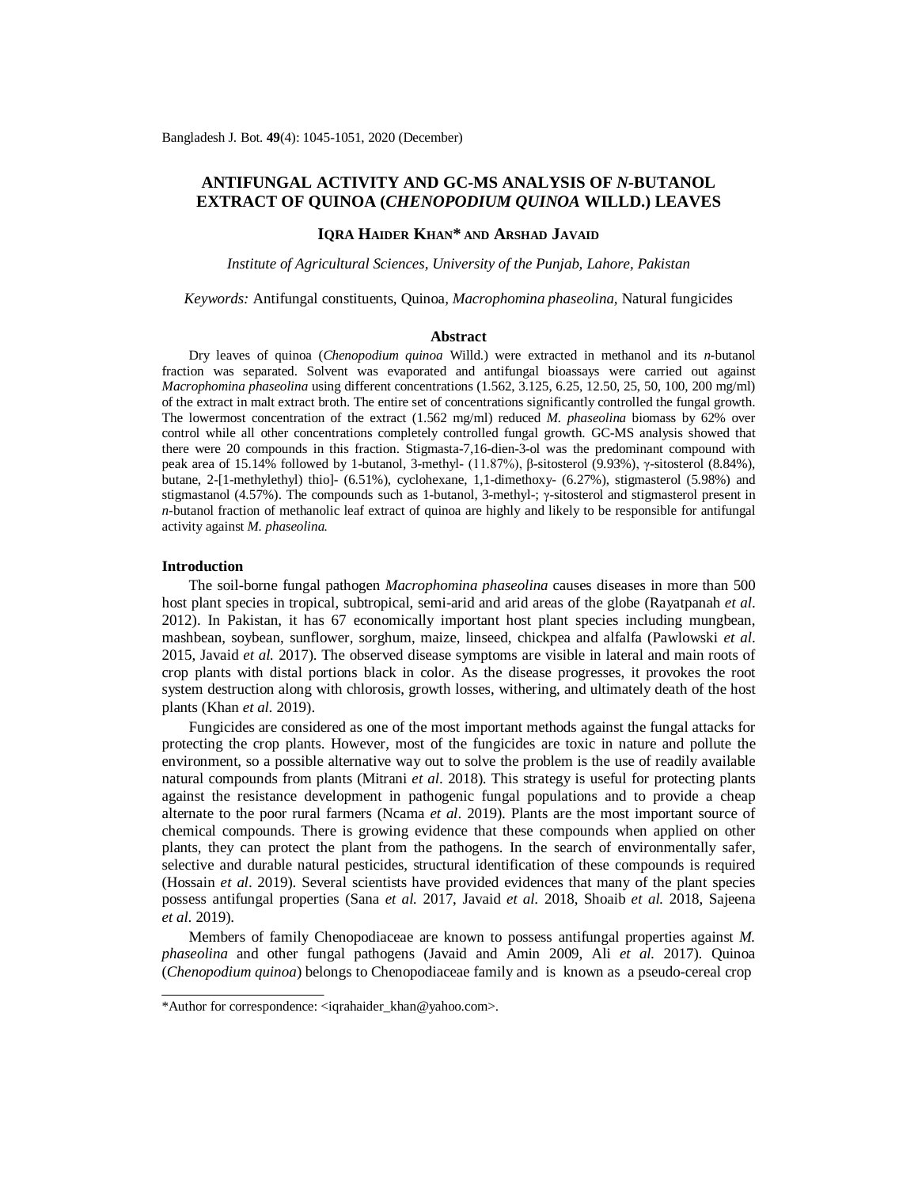# ANTIFUNGAL ACTIVITY AND GC-MS ANALYSIS OF *N*-BUTANOL EXTRACT OF QUINOA (*CHENOPODIUM QUINOA* WILLD.) LEAVES

**IQRA HAIDER KHAN* AND ARSHAD JAVAID**

*Institute of Agricultural Sciences, University of the Punjab, Lahore, Pakistan*

*Keywords:* Antifungal constituents, Quinoa, *Macrophomina phaseolina,* Natural fungicides

## Abstract

Dry leaves of quinoa (*Chenopodium quinoa* Willd.) were extracted in methanol and its *n*-butanol fraction was separated. Solvent was evaporated and antifungal bioassays were carried out against *Macrophomina phaseolina* using different concentrations (1.562, 3.125, 6.25, 12.50, 25, 50, 100, 200 mg/ml) of the extract in malt extract broth. The entire set of concentrations significantly controlled the fungal growth. The lowermost concentration of the extract (1.562 mg/ml) reduced *M. phaseolina* biomass by 62% over control while all other concentrations completely controlled fungal growth. GC-MS analysis showed that there were 20 compounds in this fraction. Stigmasta-7,16-dien-3-ol was the predominant compound with peak area of 15.14% followed by 1-butanol, 3-methyl- (11.87%), β-sitosterol (9.93%), γ-sitosterol (8.84%), butane, 2-[1-methylethyl) thio]- (6.51%), cyclohexane, 1,1-dimethoxy- (6.27%), stigmasterol (5.98%) and stigmastanol (4.57%). The compounds such as 1-butanol, 3-methyl-; γ-sitosterol and stigmasterol present in *n*-butanol fraction of methanolic leaf extract of quinoa are highly and likely to be responsible for antifungal activity against *M. phaseolina*.

## Introduction

The soil-borne fungal pathogen *Macrophomina phaseolina* causes diseases in more than 500 host plant species in tropical, subtropical, semi-arid and arid areas of the globe (Rayatpanah *et al*. 2012). In Pakistan, it has 67 economically important host plant species including mungbean, mashbean, soybean, sunflower, sorghum, maize, linseed, chickpea and alfalfa (Pawlowski *et al*. 2015, Javaid *et al.* 2017). The observed disease symptoms are visible in lateral and main roots of crop plants with distal portions black in color. As the disease progresses, it provokes the root system destruction along with chlorosis, growth losses, withering, and ultimately death of the host plants (Khan *et al.* 2019).

Fungicides are considered as one of the most important methods against the fungal attacks for protecting the crop plants. However, most of the fungicides are toxic in nature and pollute the environment, so a possible alternative way out to solve the problem is the use of readily available natural compounds from plants (Mitrani *et al*. 2018). This strategy is useful for protecting plants against the resistance development in pathogenic fungal populations and to provide a cheap alternate to the poor rural farmers (Ncama *et al*. 2019). Plants are the most important source of chemical compounds. There is growing evidence that these compounds when applied on other plants, they can protect the plant from the pathogens. In the search of environmentally safer, selective and durable natural pesticides, structural identification of these compounds is required (Hossain *et al*. 2019). Several scientists have provided evidences that many of the plant species possess antifungal properties (Sana *et al.* 2017, Javaid *et al.* 2018, Shoaib *et al.* 2018, Sajeena *et al.* 2019).

Members of family Chenopodiaceae are known to possess antifungal properties against *M. phaseolina* and other fungal pathogens (Javaid and Amin 2009, Ali *et al.* 2017). Quinoa (*Chenopodium quinoa*) belongs to Chenopodiaceae family and is known as a pseudo-cereal crop

*Author for correspondence: <iqrahaider_khan@yahoo.com>.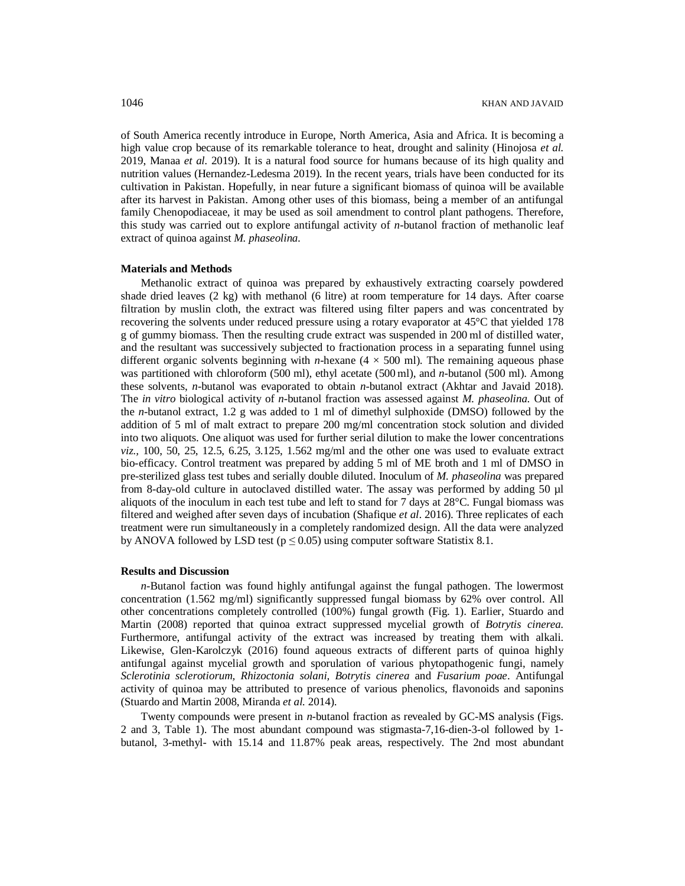of South America recently introduce in Europe, North America, Asia and Africa. It is becoming a high value crop because of its remarkable tolerance to heat, drought and salinity (Hinojosa *et al.* 2019, Manaa *et al.* 2019). It is a natural food source for humans because of its high quality and nutrition values (Hernandez-Ledesma 2019). In the recent years, trials have been conducted for its cultivation in Pakistan. Hopefully, in near future a significant biomass of quinoa will be available after its harvest in Pakistan. Among other uses of this biomass, being a member of an antifungal family Chenopodiaceae, it may be used as soil amendment to control plant pathogens. Therefore, this study was carried out to explore antifungal activity of *n*-butanol fraction of methanolic leaf extract of quinoa against *M. phaseolina*.

## Materials and Methods

Methanolic extract of quinoa was prepared by exhaustively extracting coarsely powdered shade dried leaves (2 kg) with methanol (6 litre) at room temperature for 14 days. After coarse filtration by muslin cloth, the extract was filtered using filter papers and was concentrated by recovering the solvents under reduced pressure using a rotary evaporator at 45°C that yielded 178 g of gummy biomass. Then the resulting crude extract was suspended in 200 ml of distilled water, and the resultant was successively subjected to fractionation process in a separating funnel using different organic solvents beginning with *n*-hexane (4 × 500 ml). The remaining aqueous phase was partitioned with chloroform (500 ml), ethyl acetate (500 ml), and *n*-butanol (500 ml). Among these solvents, *n*-butanol was evaporated to obtain *n*-butanol extract (Akhtar and Javaid 2018). The *in vitro* biological activity of *n*-butanol fraction was assessed against *M. phaseolina.* Out of the *n*-butanol extract, 1.2 g was added to 1 ml of dimethyl sulphoxide (DMSO) followed by the addition of 5 ml of malt extract to prepare 200 mg/ml concentration stock solution and divided into two aliquots. One aliquot was used for further serial dilution to make the lower concentrations *viz.,* 100, 50, 25, 12.5, 6.25, 3.125, 1.562 mg/ml and the other one was used to evaluate extract bio-efficacy. Control treatment was prepared by adding 5 ml of ME broth and 1 ml of DMSO in pre-sterilized glass test tubes and serially double diluted. Inoculum of *M. phaseolina* was prepared from 8-day-old culture in autoclaved distilled water. The assay was performed by adding 50 µl aliquots of the inoculum in each test tube and left to stand for 7 days at 28°C. Fungal biomass was filtered and weighed after seven days of incubation (Shafique *et al*. 2016). Three replicates of each treatment were run simultaneously in a completely randomized design. All the data were analyzed by ANOVA followed by LSD test ($p \leq 0.05$) using computer software Statistix 8.1.

## Results and Discussion

*n*-Butanol faction was found highly antifungal against the fungal pathogen. The lowermost concentration (1.562 mg/ml) significantly suppressed fungal biomass by 62% over control. All other concentrations completely controlled (100%) fungal growth (Fig. 1). Earlier, Stuardo and Martin (2008) reported that quinoa extract suppressed mycelial growth of *Botrytis cinerea.* Furthermore, antifungal activity of the extract was increased by treating them with alkali. Likewise, Glen-Karolczyk (2016) found aqueous extracts of different parts of quinoa highly antifungal against mycelial growth and sporulation of various phytopathogenic fungi, namely *Sclerotinia sclerotiorum, Rhizoctonia solani, Botrytis cinerea* and *Fusarium poae*. Antifungal activity of quinoa may be attributed to presence of various phenolics, flavonoids and saponins (Stuardo and Martin 2008, Miranda *et al.* 2014).

Twenty compounds were present in *n*-butanol fraction as revealed by GC-MS analysis (Figs. 2 and 3, Table 1). The most abundant compound was stigmasta-7,16-dien-3-ol followed by 1-butanol, 3-methyl- with 15.14 and 11.87% peak areas, respectively. The 2nd most abundant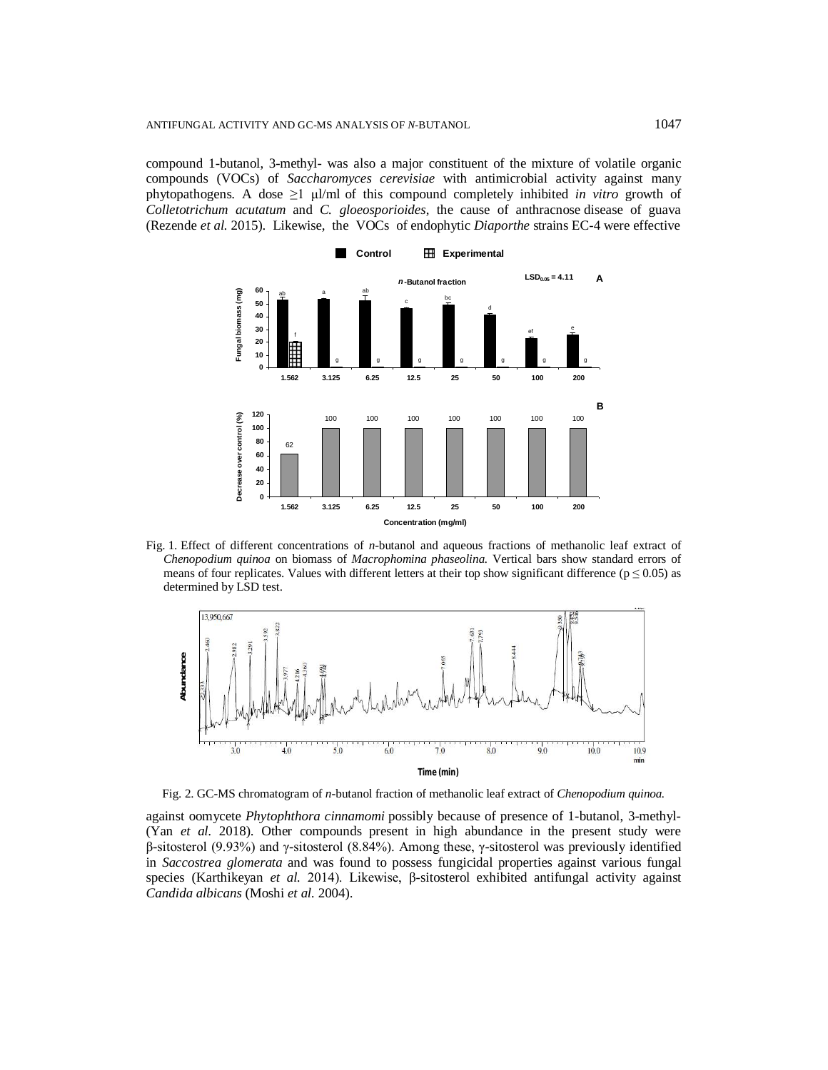compound 1-butanol, 3-methyl- was also a major constituent of the mixture of volatile organic compounds (VOCs) of *Saccharomyces cerevisiae* with antimicrobial activity against many phytopathogens. A dose ≥1 μl/ml of this compound completely inhibited *in vitro* growth of *Colletotrichum acutatum* and *C. gloeosporioides*, the cause of anthracnose disease of guava (Rezende *et al.* 2015). Likewise, the VOCs of endophytic *Diaporthe* strains EC-4 were effective

Fig. 1. Effect of different concentrations of *n*-butanol and aqueous fractions of methanolic leaf extract of *Chenopodium quinoa* on biomass of *Macrophomina phaseolina.* Vertical bars show standard errors of means of four replicates. Values with different letters at their top show significant difference ($p \leq 0.05$) as determined by LSD test.

Fig. 2. GC-MS chromatogram of *n*-butanol fraction of methanolic leaf extract of *Chenopodium quinoa.*

against oomycete *Phytophthora cinnamomi* possibly because of presence of 1-butanol, 3-methyl- (Yan *et al.* 2018). Other compounds present in high abundance in the present study were β-sitosterol (9.93%) and γ-sitosterol (8.84%). Among these, γ-sitosterol was previously identified in *Saccostrea glomerata* and was found to possess fungicidal properties against various fungal species (Karthikeyan *et al.* 2014). Likewise, β-sitosterol exhibited antifungal activity against *Candida albicans* (Moshi *et al.* 2004).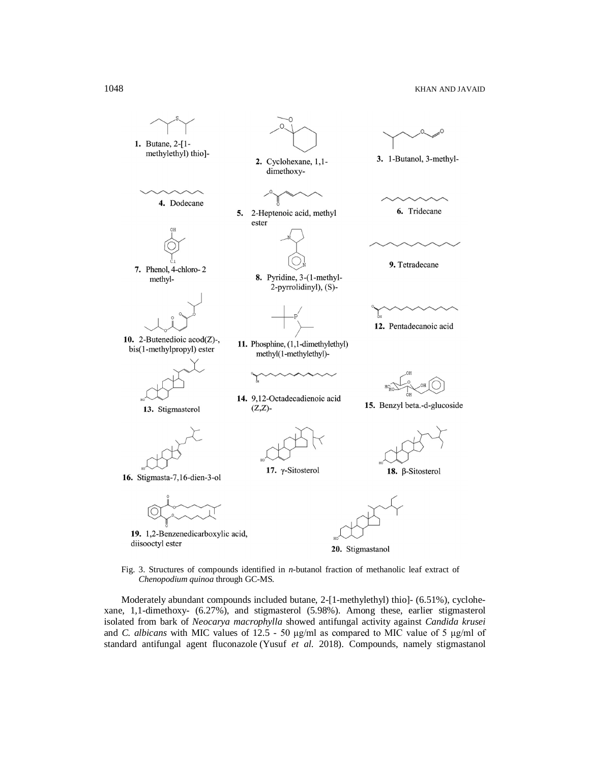**1.** Butane, 2-[1-methylethyl) thio]-

**2.** Cyclohexane, 1,1-dimethoxy-

**3.** 1-Butanol, 3-methyl-

**4.** Dodecane

**5.** 2-Heptenoic acid, methyl ester

**6.** Tridecane

**7.** Phenol, 4-chloro- 2 methyl-

**8.** Pyridine, 3-(1-methyl-2-pyrrolidinyl), (S)-

**9.** Tetradecane

**10.** 2-Butenedioic acod(Z)-, bis(1-methylpropyl) ester

**11.** Phosphine, (1,1-dimethylethyl) methyl(1-methylethyl)-

**12.** Pentadecanoic acid

**13.** Stigmasterol

**14.** 9,12-Octadecadienoic acid (Z,Z)-

**15.** Benzyl beta.-d-glucoside

**16.** Stigmasta-7,16-dien-3-ol

**17.** γ-Sitosterol

**18.** β-Sitosterol

**19.** 1,2-Benzenedicarboxylic acid, diisooctyl ester

**20.** Stigmastanol

Fig. 3. Structures of compounds identified in *n*-butanol fraction of methanolic leaf extract of *Chenopodium quinoa* through GC-MS.

Moderately abundant compounds included butane, 2-[1-methylethyl) thio]- (6.51%), cyclohexane, 1,1-dimethoxy- (6.27%), and stigmasterol (5.98%). Among these, earlier stigmasterol isolated from bark of *Neocarya macrophylla* showed antifungal activity against *Candida krusei* and *C. albicans* with MIC values of 12.5 - 50 μg/ml as compared to MIC value of 5 μg/ml of standard antifungal agent fluconazole (Yusuf *et al.* 2018). Compounds, namely stigmastanol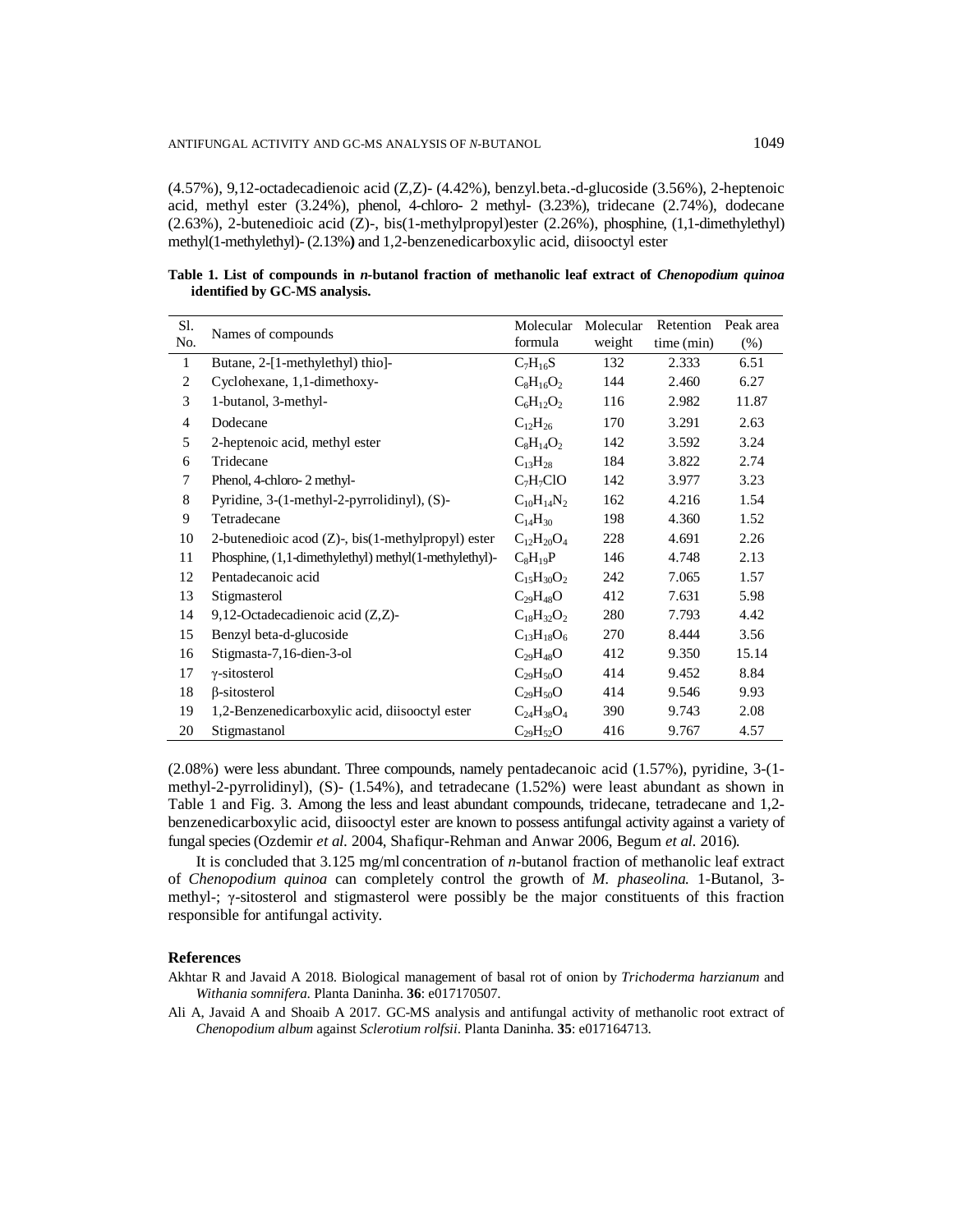(4.57%), 9,12-octadecadienoic acid (Z,Z)- (4.42%), benzyl.beta.-d-glucoside (3.56%), 2-heptenoic acid, methyl ester (3.24%), phenol, 4-chloro- 2 methyl- (3.23%), tridecane (2.74%), dodecane (2.63%), 2-butenedioic acid (Z)-, bis(1-methylpropyl)ester (2.26%), phosphine, (1,1-dimethylethyl) methyl(1-methylethyl)- (2.13%**)** and 1,2-benzenedicarboxylic acid, diisooctyl ester

**Table 1. List of compounds in *n*-butanol fraction of methanolic leaf extract of *Chenopodium quinoa* identified by GC-MS analysis.**

| Sl. No. | Names of compounds | Molecular formula | Molecular weight | Retention time (min) | Peak area (%) |
|---|---|---|---|---|---|
| 1 | Butane, 2-[1-methylethyl) thio]- | $C_7H_{16}S$ | 132 | 2.333 | 6.51 |
| 2 | Cyclohexane, 1,1-dimethoxy- | $C_8H_{16}O_2$ | 144 | 2.460 | 6.27 |
| 3 | 1-butanol, 3-methyl- | $C_6H_{12}O_2$ | 116 | 2.982 | 11.87 |
| 4 | Dodecane | $C_{12}H_{26}$ | 170 | 3.291 | 2.63 |
| 5 | 2-heptenoic acid, methyl ester | $C_8H_{14}O_2$ | 142 | 3.592 | 3.24 |
| 6 | Tridecane | $C_{13}H_{28}$ | 184 | 3.822 | 2.74 |
| 7 | Phenol, 4-chloro- 2 methyl- | $C_7H_7ClO$ | 142 | 3.977 | 3.23 |
| 8 | Pyridine, 3-(1-methyl-2-pyrrolidinyl), (S)- | $C_{10}H_{14}N_2$ | 162 | 4.216 | 1.54 |
| 9 | Tetradecane | $C_{14}H_{30}$ | 198 | 4.360 | 1.52 |
| 10 | 2-butenedioic acod (Z)-, bis(1-methylpropyl) ester | $C_{12}H_{20}O_4$ | 228 | 4.691 | 2.26 |
| 11 | Phosphine, (1,1-dimethylethyl) methyl(1-methylethyl)- | $C_8H_{19}P$ | 146 | 4.748 | 2.13 |
| 12 | Pentadecanoic acid | $C_{15}H_{30}O_2$ | 242 | 7.065 | 1.57 |
| 13 | Stigmasterol | $C_{29}H_{48}O$ | 412 | 7.631 | 5.98 |
| 14 | 9,12-Octadecadienoic acid (Z,Z)- | $C_{18}H_{32}O_2$ | 280 | 7.793 | 4.42 |
| 15 | Benzyl beta-d-glucoside | $C_{13}H_{18}O_6$ | 270 | 8.444 | 3.56 |
| 16 | Stigmasta-7,16-dien-3-ol | $C_{29}H_{48}O$ | 412 | 9.350 | 15.14 |
| 17 | γ-sitosterol | $C_{29}H_{50}O$ | 414 | 9.452 | 8.84 |
| 18 | β-sitosterol | $C_{29}H_{50}O$ | 414 | 9.546 | 9.93 |
| 19 | 1,2-Benzenedicarboxylic acid, diisooctyl ester | $C_{24}H_{38}O_4$ | 390 | 9.743 | 2.08 |
| 20 | Stigmastanol | $C_{29}H_{52}O$ | 416 | 9.767 | 4.57 |

(2.08%) were less abundant. Three compounds, namely pentadecanoic acid (1.57%), pyridine, 3-(1-methyl-2-pyrrolidinyl), (S)- (1.54%), and tetradecane (1.52%) were least abundant as shown in Table 1 and Fig. 3. Among the less and least abundant compounds, tridecane, tetradecane and 1,2-benzenedicarboxylic acid, diisooctyl ester are known to possess antifungal activity against a variety of fungal species (Ozdemir *et al*. 2004, Shafiqur-Rehman and Anwar 2006, Begum *et al*. 2016).

It is concluded that 3.125 mg/ml concentration of *n*-butanol fraction of methanolic leaf extract of *Chenopodium quinoa* can completely control the growth of *M. phaseolina.* 1-Butanol, 3-methyl-; γ-sitosterol and stigmasterol were possibly be the major constituents of this fraction responsible for antifungal activity.

## References

Akhtar R and Javaid A 2018. Biological management of basal rot of onion by *Trichoderma harzianum* and *Withania somnifera*. Planta Daninha. **36**: e017170507.

Ali A, Javaid A and Shoaib A 2017. GC-MS analysis and antifungal activity of methanolic root extract of *Chenopodium album* against *Sclerotium rolfsii*. Planta Daninha. **35**: e017164713.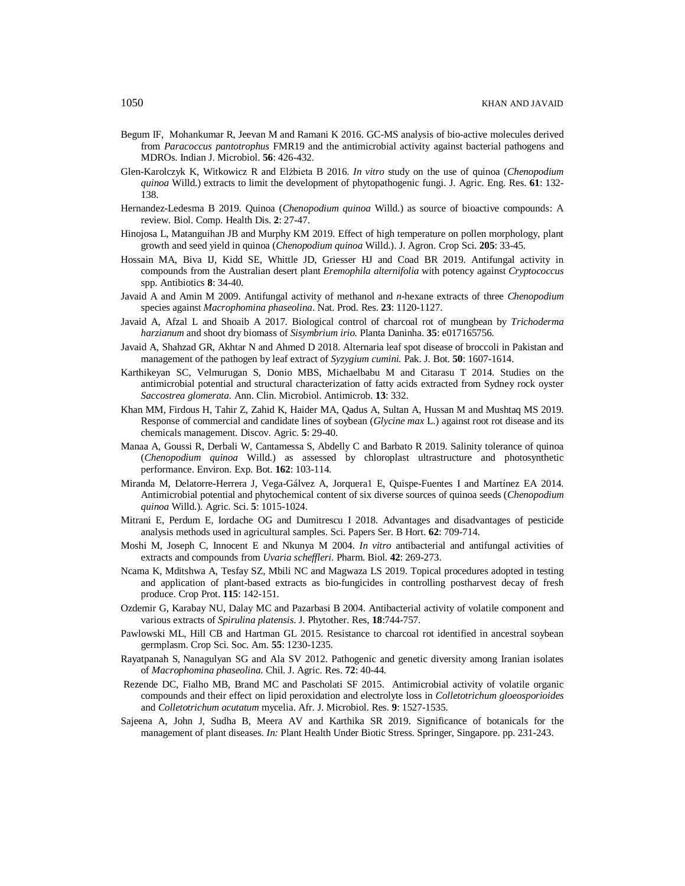Begum IF, Mohankumar R, Jeevan M and Ramani K 2016. GC-MS analysis of bio-active molecules derived from *Paracoccus pantotrophus* FMR19 and the antimicrobial activity against bacterial pathogens and MDROs. Indian J. Microbiol. **56**: 426-432.

Glen-Karolczyk K, Witkowicz R and Elżbieta B 2016. *In vitro* study on the use of quinoa (*Chenopodium quinoa* Willd.) extracts to limit the development of phytopathogenic fungi. J. Agric. Eng. Res. **61**: 132-138.

Hernandez-Ledesma B 2019. Quinoa (*Chenopodium quinoa* Willd.) as source of bioactive compounds: A review. Biol. Comp. Health Dis. **2**: 27-47.

Hinojosa L, Matanguihan JB and Murphy KM 2019. Effect of high temperature on pollen morphology, plant growth and seed yield in quinoa (*Chenopodium quinoa* Willd.). J. Agron. Crop Sci. **205**: 33-45.

Hossain MA, Biva IJ, Kidd SE, Whittle JD, Griesser HJ and Coad BR 2019. Antifungal activity in compounds from the Australian desert plant *Eremophila alternifolia* with potency against *Cryptococcus* spp. Antibiotics **8**: 34-40.

Javaid A and Amin M 2009. Antifungal activity of methanol and *n*-hexane extracts of three *Chenopodium* species against *Macrophomina phaseolina*. Nat. Prod. Res. **23**: 1120-1127.

Javaid A, Afzal L and Shoaib A 2017. Biological control of charcoal rot of mungbean by *Trichoderma harzianum* and shoot dry biomass of *Sisymbrium irio.* Planta Daninha. **35**: e017165756.

Javaid A, Shahzad GR, Akhtar N and Ahmed D 2018. Alternaria leaf spot disease of broccoli in Pakistan and management of the pathogen by leaf extract of *Syzygium cumini.* Pak. J. Bot. **50**: 1607-1614.

Karthikeyan SC, Velmurugan S, Donio MBS, Michaelbabu M and Citarasu T 2014. Studies on the antimicrobial potential and structural characterization of fatty acids extracted from Sydney rock oyster *Saccostrea glomerata.* Ann. Clin. Microbiol. Antimicrob. **13**: 332.

Khan MM, Firdous H, Tahir Z, Zahid K, Haider MA, Qadus A, Sultan A, Hussan M and Mushtaq MS 2019. Response of commercial and candidate lines of soybean (*Glycine max* L.) against root rot disease and its chemicals management. Discov. Agric. **5**: 29-40.

Manaa A, Goussi R, Derbali W, Cantamessa S, Abdelly C and Barbato R 2019. Salinity tolerance of quinoa (*Chenopodium quinoa* Willd.) as assessed by chloroplast ultrastructure and photosynthetic performance. Environ. Exp. Bot. **162**: 103-114.

Miranda M, Delatorre-Herrera J, Vega-Gálvez A, Jorquera1 E, Quispe-Fuentes I and Martínez EA 2014. Antimicrobial potential and phytochemical content of six diverse sources of quinoa seeds (*Chenopodium quinoa* Willd.). Agric. Sci. **5**: 1015-1024.

Mitrani E, Perdum E, Iordache OG and Dumitrescu I 2018. Advantages and disadvantages of pesticide analysis methods used in agricultural samples. Sci. Papers Ser. B Hort. **62**: 709-714.

Moshi M, Joseph C, Innocent E and Nkunya M 2004. *In vitro* antibacterial and antifungal activities of extracts and compounds from *Uvaria scheffleri.* Pharm. Biol. **42**: 269-273.

Ncama K, Mditshwa A, Tesfay SZ, Mbili NC and Magwaza LS 2019. Topical procedures adopted in testing and application of plant-based extracts as bio-fungicides in controlling postharvest decay of fresh produce. Crop Prot. **115**: 142-151.

Ozdemir G, Karabay NU, Dalay MC and Pazarbasi B 2004. Antibacterial activity of volatile component and various extracts of *Spirulina platensis*. J. Phytother. Res, **18**:744-757.

Pawlowski ML, Hill CB and Hartman GL 2015. Resistance to charcoal rot identified in ancestral soybean germplasm. Crop Sci. Soc. Am. **55**: 1230-1235.

Rayatpanah S, Nanagulyan SG and Ala SV 2012. Pathogenic and genetic diversity among Iranian isolates of *Macrophomina phaseolina*. Chil. J. Agric. Res. **72**: 40-44.

Rezende DC, Fialho MB, Brand MC and Pascholati SF 2015. Antimicrobial activity of volatile organic compounds and their effect on lipid peroxidation and electrolyte loss in *Colletotrichum gloeosporioides* and *Colletotrichum acutatum* mycelia. Afr. J. Microbiol. Res. **9**: 1527-1535.

Sajeena A, John J, Sudha B, Meera AV and Karthika SR 2019. Significance of botanicals for the management of plant diseases. *In:* Plant Health Under Biotic Stress. Springer, Singapore. pp. 231-243.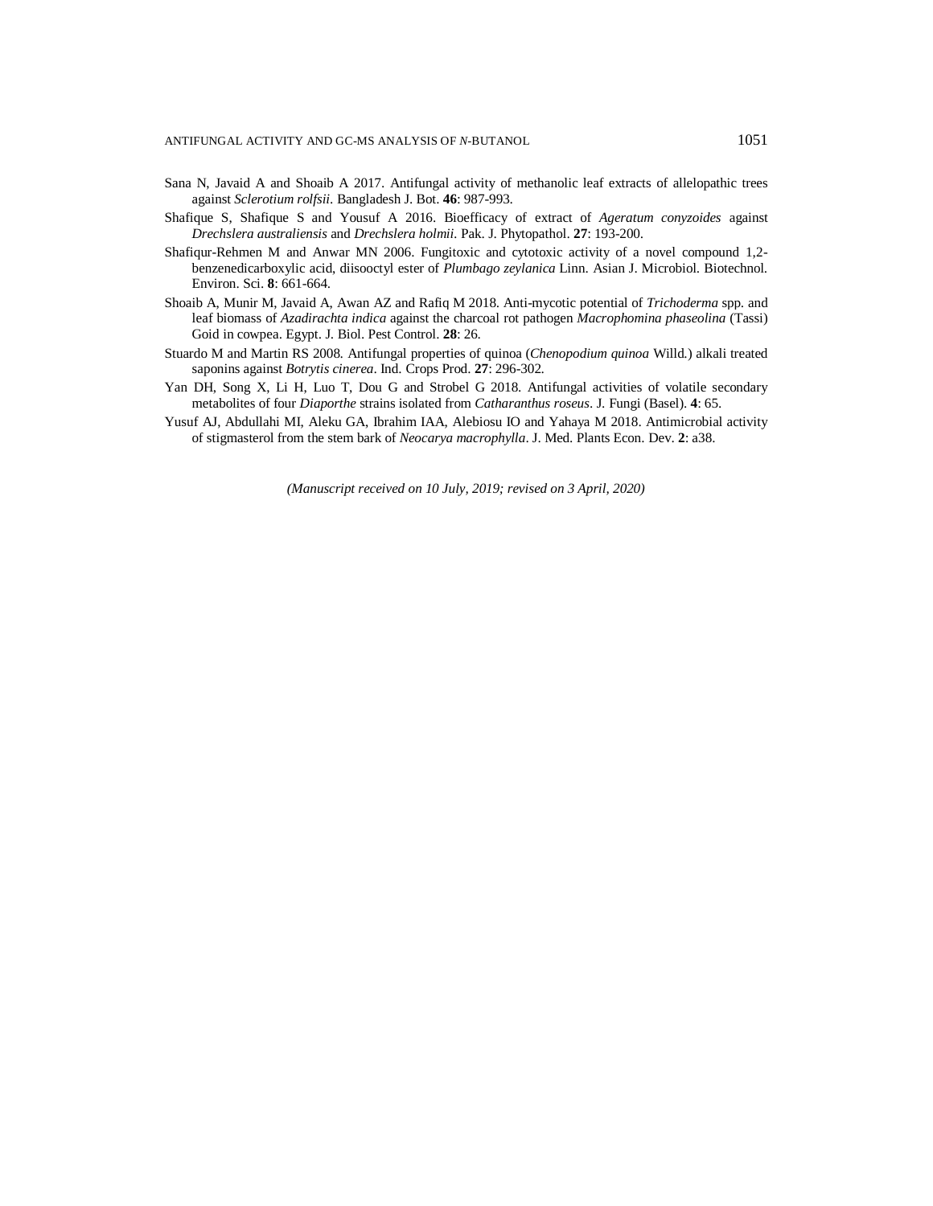Sana N, Javaid A and Shoaib A 2017. Antifungal activity of methanolic leaf extracts of allelopathic trees against *Sclerotium rolfsii*. Bangladesh J. Bot. **46**: 987-993.

Shafique S, Shafique S and Yousuf A 2016. Bioefficacy of extract of *Ageratum conyzoides* against *Drechslera australiensis* and *Drechslera holmii*. Pak. J. Phytopathol. **27**: 193-200.

Shafiqur-Rehmen M and Anwar MN 2006. Fungitoxic and cytotoxic activity of a novel compound 1,2-benzenedicarboxylic acid, diisooctyl ester of *Plumbago zeylanica* Linn. Asian J. Microbiol. Biotechnol. Environ. Sci. **8**: 661-664.

Shoaib A, Munir M, Javaid A, Awan AZ and Rafiq M 2018. Anti-mycotic potential of *Trichoderma* spp. and leaf biomass of *Azadirachta indica* against the charcoal rot pathogen *Macrophomina phaseolina* (Tassi) Goid in cowpea. Egypt. J. Biol. Pest Control. **28**: 26.

Stuardo M and Martin RS 2008. Antifungal properties of quinoa (*Chenopodium quinoa* Willd.) alkali treated saponins against *Botrytis cinerea*. Ind. Crops Prod. **27**: 296-302.

Yan DH, Song X, Li H, Luo T, Dou G and Strobel G 2018. Antifungal activities of volatile secondary metabolites of four *Diaporthe* strains isolated from *Catharanthus roseus*. J. Fungi (Basel). **4**: 65.

Yusuf AJ, Abdullahi MI, Aleku GA, Ibrahim IAA, Alebiosu IO and Yahaya M 2018. Antimicrobial activity of stigmasterol from the stem bark of *Neocarya macrophylla*. J. Med. Plants Econ. Dev. **2**: a38.

*(Manuscript received on 10 July, 2019; revised on 3 April, 2020)*